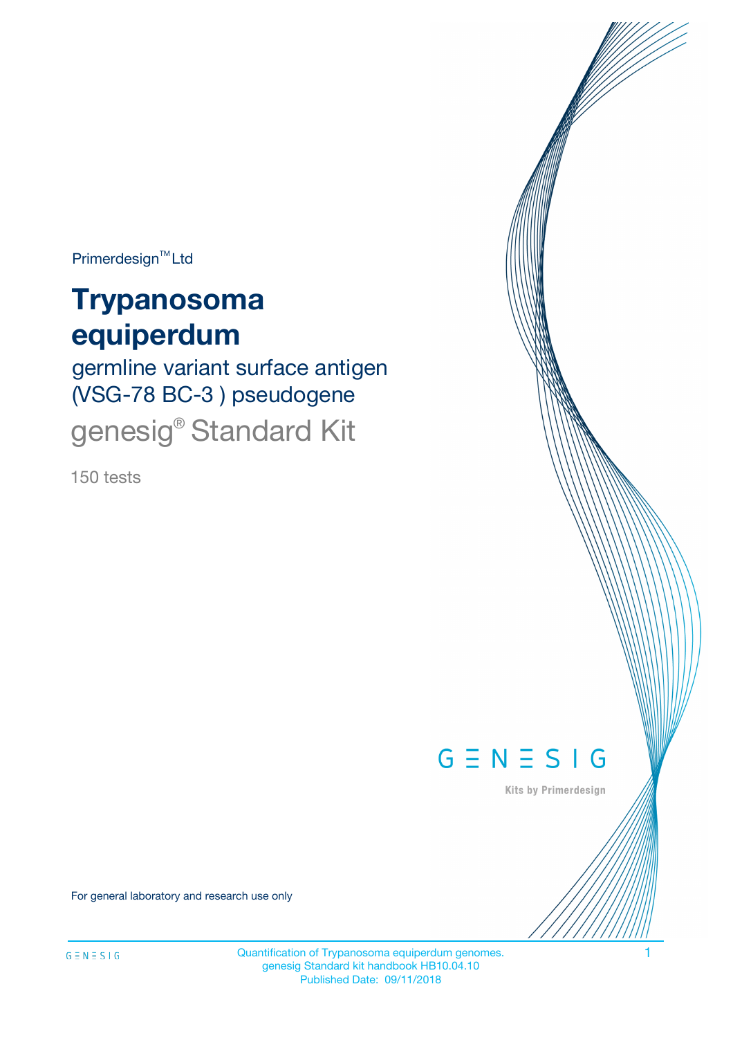Primerdesign™ Ltd

# Trypanosoma equiperdum

## germline variant surface antigen (VSG-78 BC-3 ) pseudogene

## genesig® Standard Kit

150 tests

GENESIG

Kits by Primerdesign

For general laboratory and research use only

Quantification of Trypanosoma equiperdum genomes.
genesig Standard kit handbook HB10.04.10
Published Date: 09/11/2018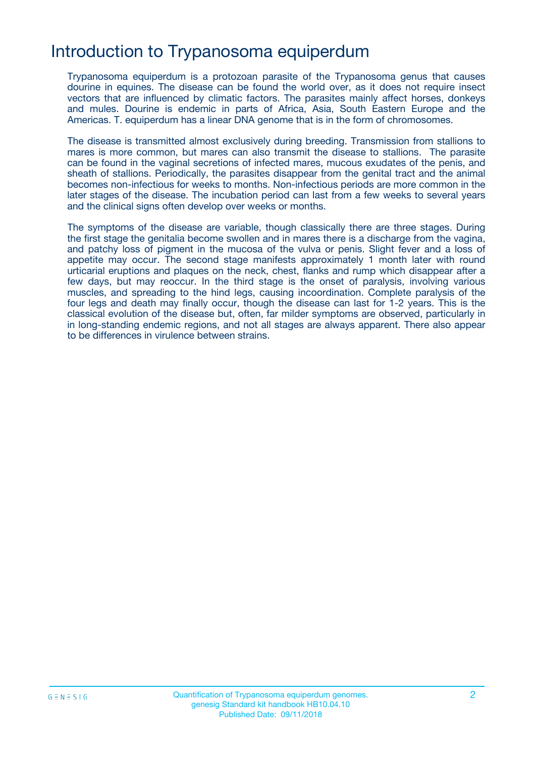# Introduction to Trypanosoma equiperdum

Trypanosoma equiperdum is a protozoan parasite of the Trypanosoma genus that causes dourine in equines. The disease can be found the world over, as it does not require insect vectors that are influenced by climatic factors. The parasites mainly affect horses, donkeys and mules. Dourine is endemic in parts of Africa, Asia, South Eastern Europe and the Americas. T. equiperdum has a linear DNA genome that is in the form of chromosomes.

The disease is transmitted almost exclusively during breeding. Transmission from stallions to mares is more common, but mares can also transmit the disease to stallions. The parasite can be found in the vaginal secretions of infected mares, mucous exudates of the penis, and sheath of stallions. Periodically, the parasites disappear from the genital tract and the animal becomes non-infectious for weeks to months. Non-infectious periods are more common in the later stages of the disease. The incubation period can last from a few weeks to several years and the clinical signs often develop over weeks or months.

The symptoms of the disease are variable, though classically there are three stages. During the first stage the genitalia become swollen and in mares there is a discharge from the vagina, and patchy loss of pigment in the mucosa of the vulva or penis. Slight fever and a loss of appetite may occur. The second stage manifests approximately 1 month later with round urticarial eruptions and plaques on the neck, chest, flanks and rump which disappear after a few days, but may reoccur. In the third stage is the onset of paralysis, involving various muscles, and spreading to the hind legs, causing incoordination. Complete paralysis of the four legs and death may finally occur, though the disease can last for 1-2 years. This is the classical evolution of the disease but, often, far milder symptoms are observed, particularly in in long-standing endemic regions, and not all stages are always apparent. There also appear to be differences in virulence between strains.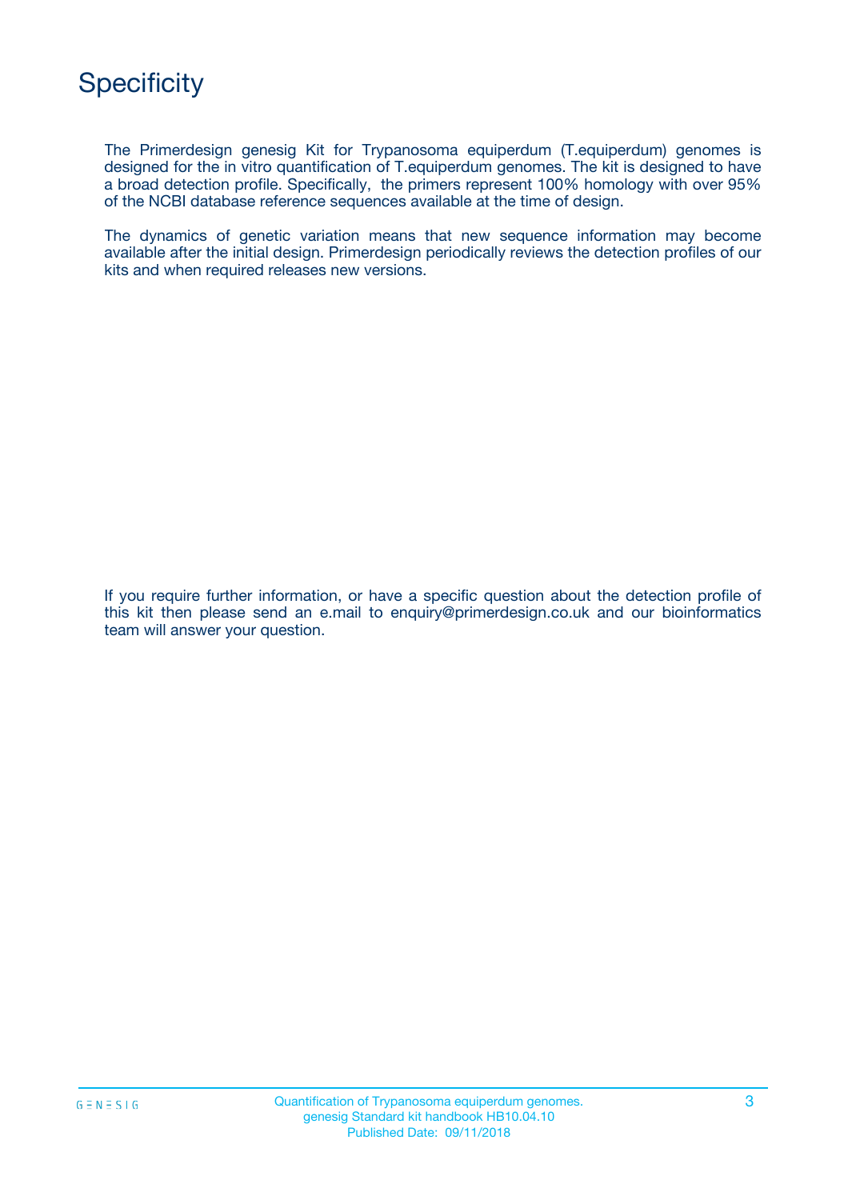# Specificity

The Primerdesign genesig Kit for Trypanosoma equiperdum (T.equiperdum) genomes is designed for the in vitro quantification of T.equiperdum genomes. The kit is designed to have a broad detection profile. Specifically, the primers represent 100% homology with over 95% of the NCBI database reference sequences available at the time of design.

The dynamics of genetic variation means that new sequence information may become available after the initial design. Primerdesign periodically reviews the detection profiles of our kits and when required releases new versions.

If you require further information, or have a specific question about the detection profile of this kit then please send an e.mail to enquiry@primerdesign.co.uk and our bioinformatics team will answer your question.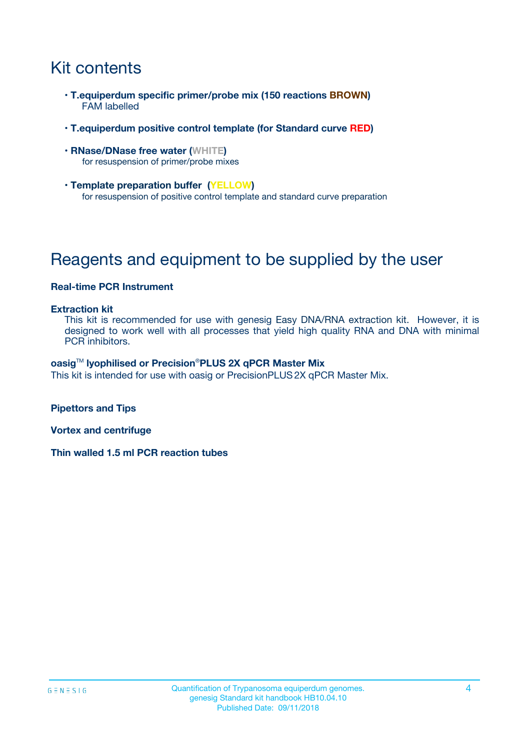# Kit contents

- **T.equiperdum specific primer/probe mix (150 reactions BROWN)**
  FAM labelled
- **T.equiperdum positive control template (for Standard curve RED)**
- **RNase/DNase free water (WHITE)**
  for resuspension of primer/probe mixes
- **Template preparation buffer (YELLOW)**
  for resuspension of positive control template and standard curve preparation

# Reagents and equipment to be supplied by the user

**Real-time PCR Instrument**

**Extraction kit**

This kit is recommended for use with genesig Easy DNA/RNA extraction kit. However, it is designed to work well with all processes that yield high quality RNA and DNA with minimal PCR inhibitors.

**oasig™ lyophilised or Precision®PLUS 2X qPCR Master Mix**

This kit is intended for use with oasig or PrecisionPLUS 2X qPCR Master Mix.

**Pipettors and Tips**

**Vortex and centrifuge**

**Thin walled 1.5 ml PCR reaction tubes**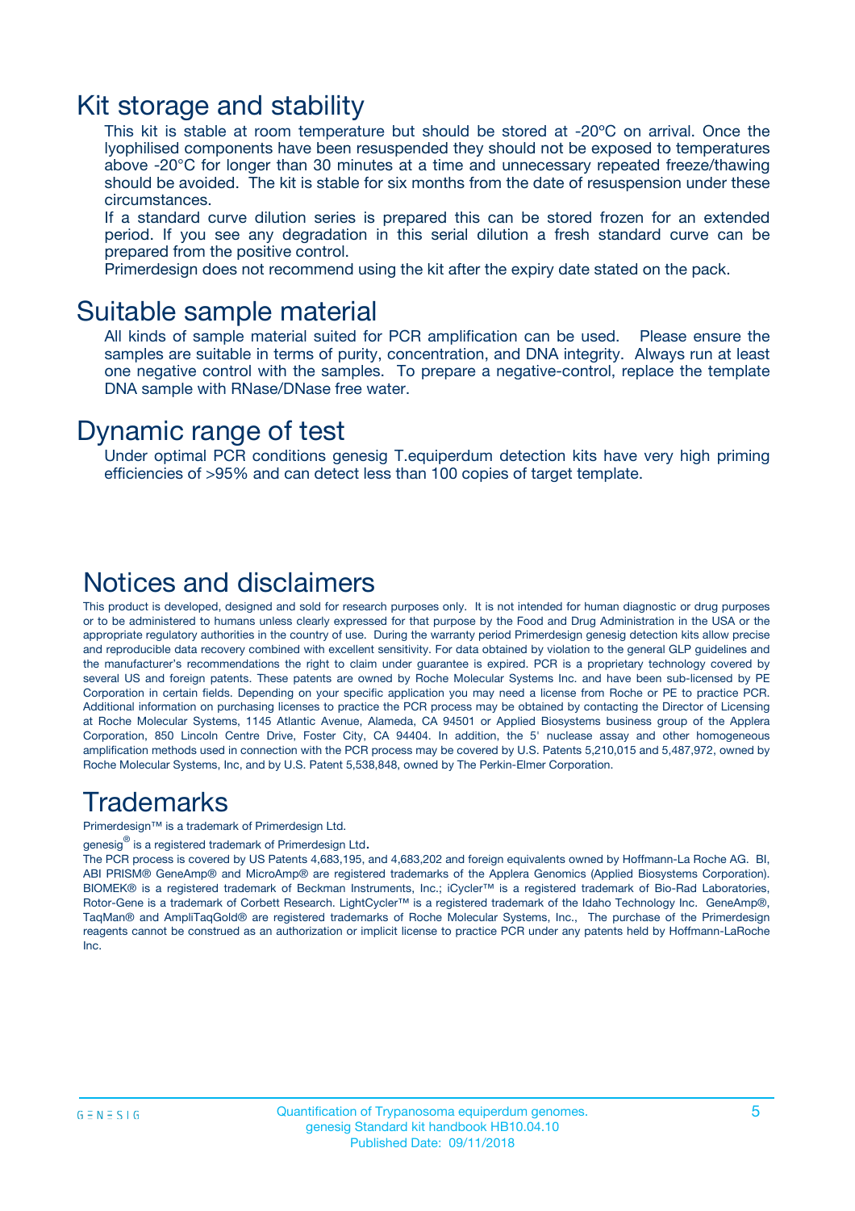## Kit storage and stability

This kit is stable at room temperature but should be stored at -20ºC on arrival. Once the lyophilised components have been resuspended they should not be exposed to temperatures above -20°C for longer than 30 minutes at a time and unnecessary repeated freeze/thawing should be avoided. The kit is stable for six months from the date of resuspension under these circumstances.

If a standard curve dilution series is prepared this can be stored frozen for an extended period. If you see any degradation in this serial dilution a fresh standard curve can be prepared from the positive control.

Primerdesign does not recommend using the kit after the expiry date stated on the pack.

## Suitable sample material

All kinds of sample material suited for PCR amplification can be used. Please ensure the samples are suitable in terms of purity, concentration, and DNA integrity. Always run at least one negative control with the samples. To prepare a negative-control, replace the template DNA sample with RNase/DNase free water.

## Dynamic range of test

Under optimal PCR conditions genesig T.equiperdum detection kits have very high priming efficiencies of >95% and can detect less than 100 copies of target template.

## Notices and disclaimers

This product is developed, designed and sold for research purposes only. It is not intended for human diagnostic or drug purposes or to be administered to humans unless clearly expressed for that purpose by the Food and Drug Administration in the USA or the appropriate regulatory authorities in the country of use. During the warranty period Primerdesign genesig detection kits allow precise and reproducible data recovery combined with excellent sensitivity. For data obtained by violation to the general GLP guidelines and the manufacturer's recommendations the right to claim under guarantee is expired. PCR is a proprietary technology covered by several US and foreign patents. These patents are owned by Roche Molecular Systems Inc. and have been sub-licensed by PE Corporation in certain fields. Depending on your specific application you may need a license from Roche or PE to practice PCR. Additional information on purchasing licenses to practice the PCR process may be obtained by contacting the Director of Licensing at Roche Molecular Systems, 1145 Atlantic Avenue, Alameda, CA 94501 or Applied Biosystems business group of the Applera Corporation, 850 Lincoln Centre Drive, Foster City, CA 94404. In addition, the 5' nuclease assay and other homogeneous amplification methods used in connection with the PCR process may be covered by U.S. Patents 5,210,015 and 5,487,972, owned by Roche Molecular Systems, Inc, and by U.S. Patent 5,538,848, owned by The Perkin-Elmer Corporation.

## Trademarks

Primerdesign™ is a trademark of Primerdesign Ltd.

genesig® is a registered trademark of Primerdesign Ltd.

The PCR process is covered by US Patents 4,683,195, and 4,683,202 and foreign equivalents owned by Hoffmann-La Roche AG. BI, ABI PRISM® GeneAmp® and MicroAmp® are registered trademarks of the Applera Genomics (Applied Biosystems Corporation). BIOMEK® is a registered trademark of Beckman Instruments, Inc.; iCycler™ is a registered trademark of Bio-Rad Laboratories, Rotor-Gene is a trademark of Corbett Research. LightCycler™ is a registered trademark of the Idaho Technology Inc. GeneAmp®, TaqMan® and AmpliTaqGold® are registered trademarks of Roche Molecular Systems, Inc., The purchase of the Primerdesign reagents cannot be construed as an authorization or implicit license to practice PCR under any patents held by Hoffmann-LaRoche Inc.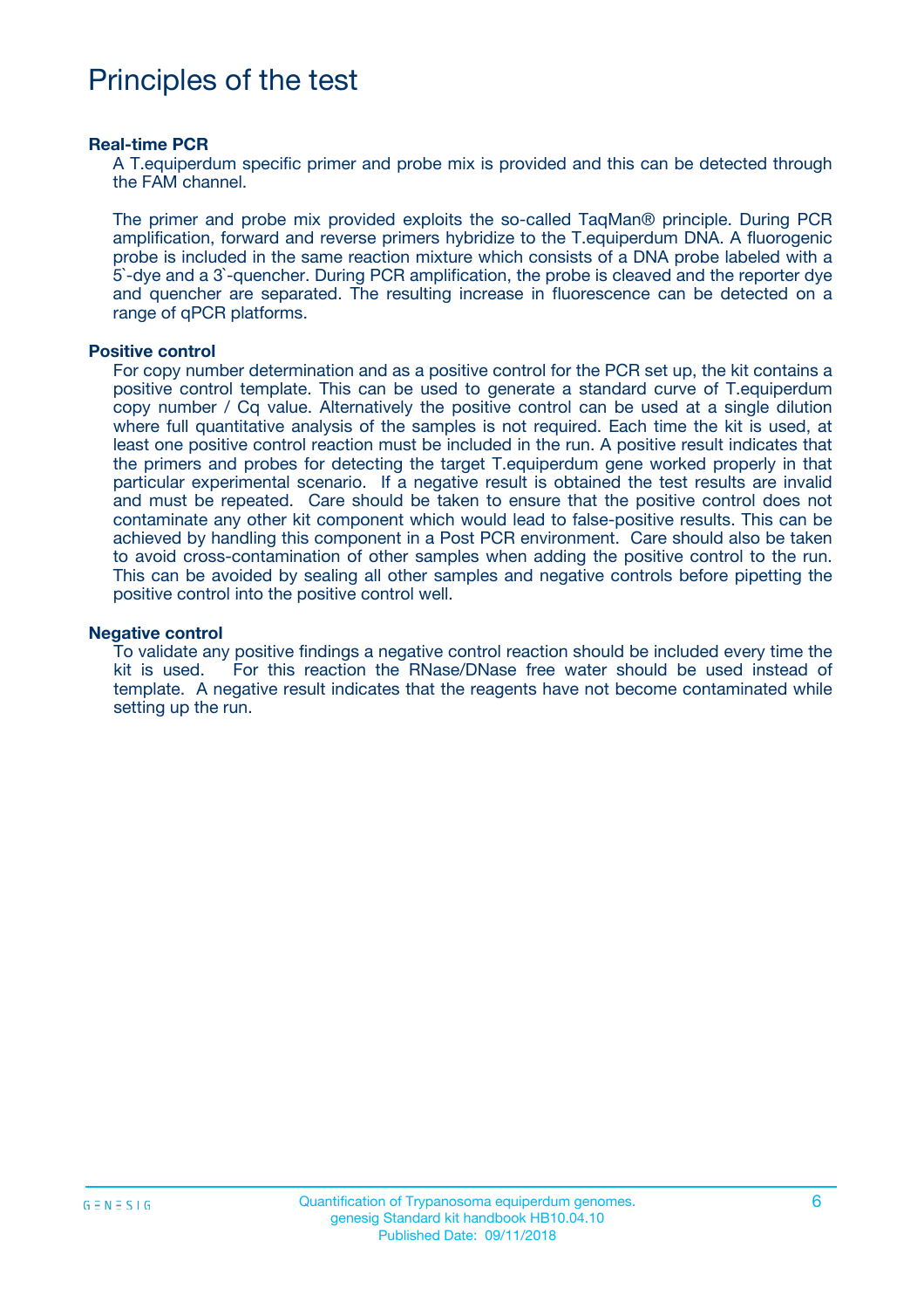# Principles of the test

### Real-time PCR

A T.equiperdum specific primer and probe mix is provided and this can be detected through the FAM channel.

The primer and probe mix provided exploits the so-called TaqMan® principle. During PCR amplification, forward and reverse primers hybridize to the T.equiperdum DNA. A fluorogenic probe is included in the same reaction mixture which consists of a DNA probe labeled with a 5`-dye and a 3`-quencher. During PCR amplification, the probe is cleaved and the reporter dye and quencher are separated. The resulting increase in fluorescence can be detected on a range of qPCR platforms.

### Positive control

For copy number determination and as a positive control for the PCR set up, the kit contains a positive control template. This can be used to generate a standard curve of T.equiperdum copy number / Cq value. Alternatively the positive control can be used at a single dilution where full quantitative analysis of the samples is not required. Each time the kit is used, at least one positive control reaction must be included in the run. A positive result indicates that the primers and probes for detecting the target T.equiperdum gene worked properly in that particular experimental scenario. If a negative result is obtained the test results are invalid and must be repeated. Care should be taken to ensure that the positive control does not contaminate any other kit component which would lead to false-positive results. This can be achieved by handling this component in a Post PCR environment. Care should also be taken to avoid cross-contamination of other samples when adding the positive control to the run. This can be avoided by sealing all other samples and negative controls before pipetting the positive control into the positive control well.

### Negative control

To validate any positive findings a negative control reaction should be included every time the kit is used. For this reaction the RNase/DNase free water should be used instead of template. A negative result indicates that the reagents have not become contaminated while setting up the run.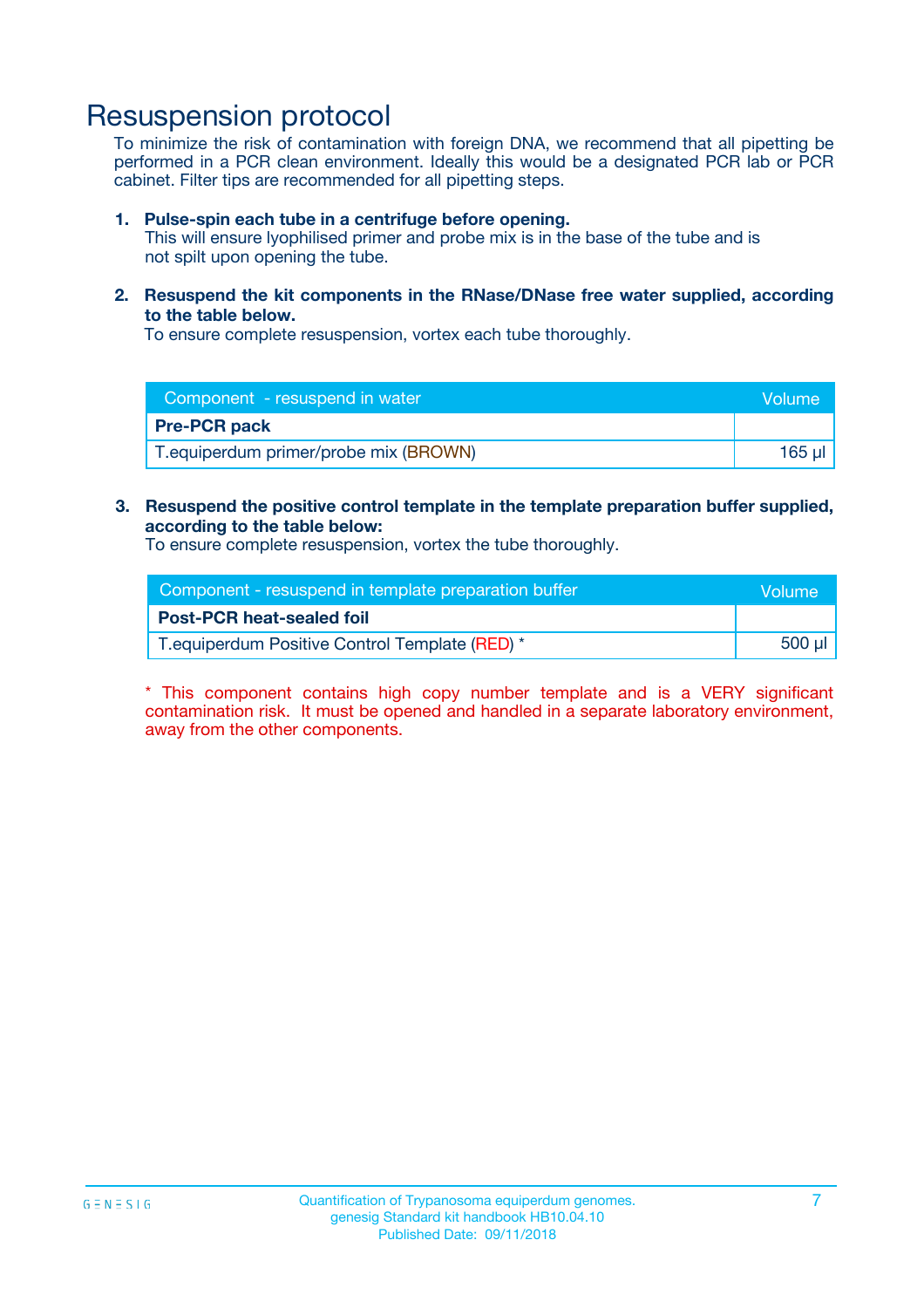# Resuspension protocol

To minimize the risk of contamination with foreign DNA, we recommend that all pipetting be performed in a PCR clean environment. Ideally this would be a designated PCR lab or PCR cabinet. Filter tips are recommended for all pipetting steps.

1. **Pulse-spin each tube in a centrifuge before opening.**
   This will ensure lyophilised primer and probe mix is in the base of the tube and is not spilt upon opening the tube.

2. **Resuspend the kit components in the RNase/DNase free water supplied, according to the table below.**
   To ensure complete resuspension, vortex each tube thoroughly.

| Component - resuspend in water | Volume |
|---|---|
| **Pre-PCR pack** | |
| T.equiperdum primer/probe mix (BROWN) | 165 µl |

3. **Resuspend the positive control template in the template preparation buffer supplied, according to the table below:**
   To ensure complete resuspension, vortex the tube thoroughly.

| Component - resuspend in template preparation buffer | Volume |
|---|---|
| **Post-PCR heat-sealed foil** | |
| T.equiperdum Positive Control Template (RED) * | 500 µl |

* This component contains high copy number template and is a VERY significant contamination risk. It must be opened and handled in a separate laboratory environment, away from the other components.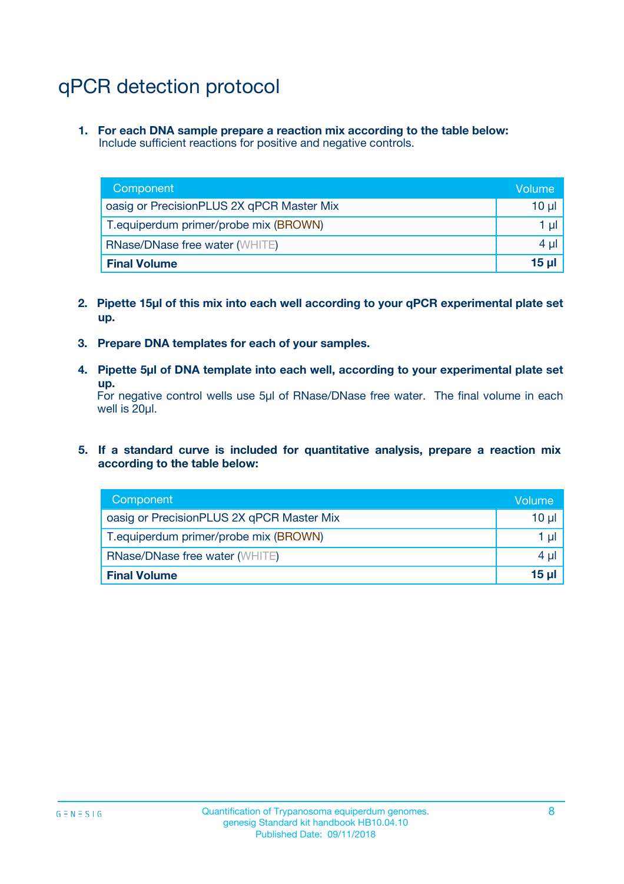# qPCR detection protocol

1. **For each DNA sample prepare a reaction mix according to the table below:**
   Include sufficient reactions for positive and negative controls.

| Component | Volume |
|---|---|
| oasig or PrecisionPLUS 2X qPCR Master Mix | 10 µl |
| T.equiperdum primer/probe mix (BROWN) | 1 µl |
| RNase/DNase free water (WHITE) | 4 µl |
| **Final Volume** | **15 µl** |

2. **Pipette 15µl of this mix into each well according to your qPCR experimental plate set up.**

3. **Prepare DNA templates for each of your samples.**

4. **Pipette 5µl of DNA template into each well, according to your experimental plate set up.**
   For negative control wells use 5µl of RNase/DNase free water. The final volume in each well is 20µl.

5. **If a standard curve is included for quantitative analysis, prepare a reaction mix according to the table below:**

| Component | Volume |
|---|---|
| oasig or PrecisionPLUS 2X qPCR Master Mix | 10 µl |
| T.equiperdum primer/probe mix (BROWN) | 1 µl |
| RNase/DNase free water (WHITE) | 4 µl |
| **Final Volume** | **15 µl** |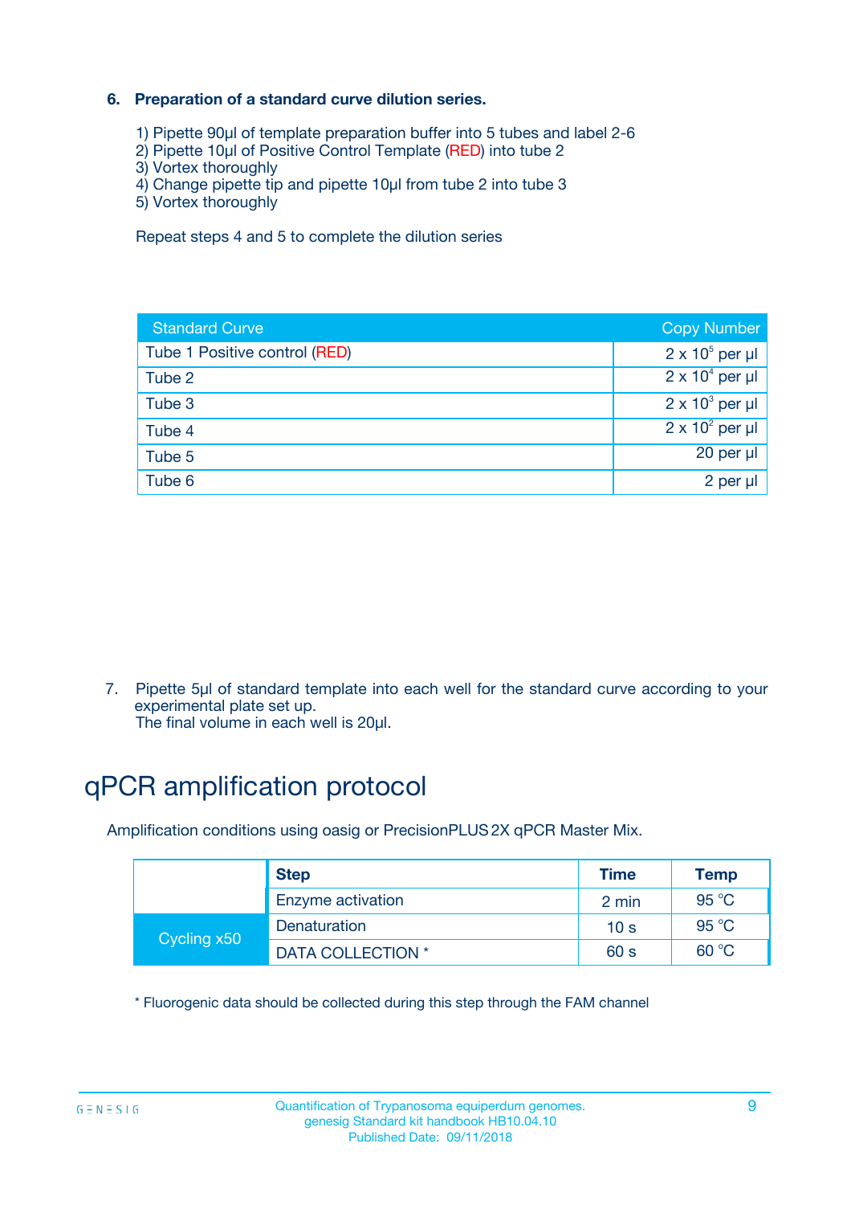6. **Preparation of a standard curve dilution series.**

1) Pipette 90µl of template preparation buffer into 5 tubes and label 2-6
2) Pipette 10µl of Positive Control Template (RED) into tube 2
3) Vortex thoroughly
4) Change pipette tip and pipette 10µl from tube 2 into tube 3
5) Vortex thoroughly

Repeat steps 4 and 5 to complete the dilution series

| Standard Curve | Copy Number |
| --- | --- |
| Tube 1 Positive control (RED) | $2 \times 10^5$ per µl |
| Tube 2 | $2 \times 10^4$ per µl |
| Tube 3 | $2 \times 10^3$ per µl |
| Tube 4 | $2 \times 10^2$ per µl |
| Tube 5 | 20 per µl |
| Tube 6 | 2 per µl |

7. Pipette 5µl of standard template into each well for the standard curve according to your experimental plate set up.
The final volume in each well is 20µl.

# qPCR amplification protocol

Amplification conditions using oasig or PrecisionPLUS 2X qPCR Master Mix.

| | Step | Time | Temp |
| --- | --- | --- | --- |
| | Enzyme activation | 2 min | 95 °C |
| Cycling x50 | Denaturation | 10 s | 95 °C |
| | DATA COLLECTION * | 60 s | 60 °C |

* Fluorogenic data should be collected during this step through the FAM channel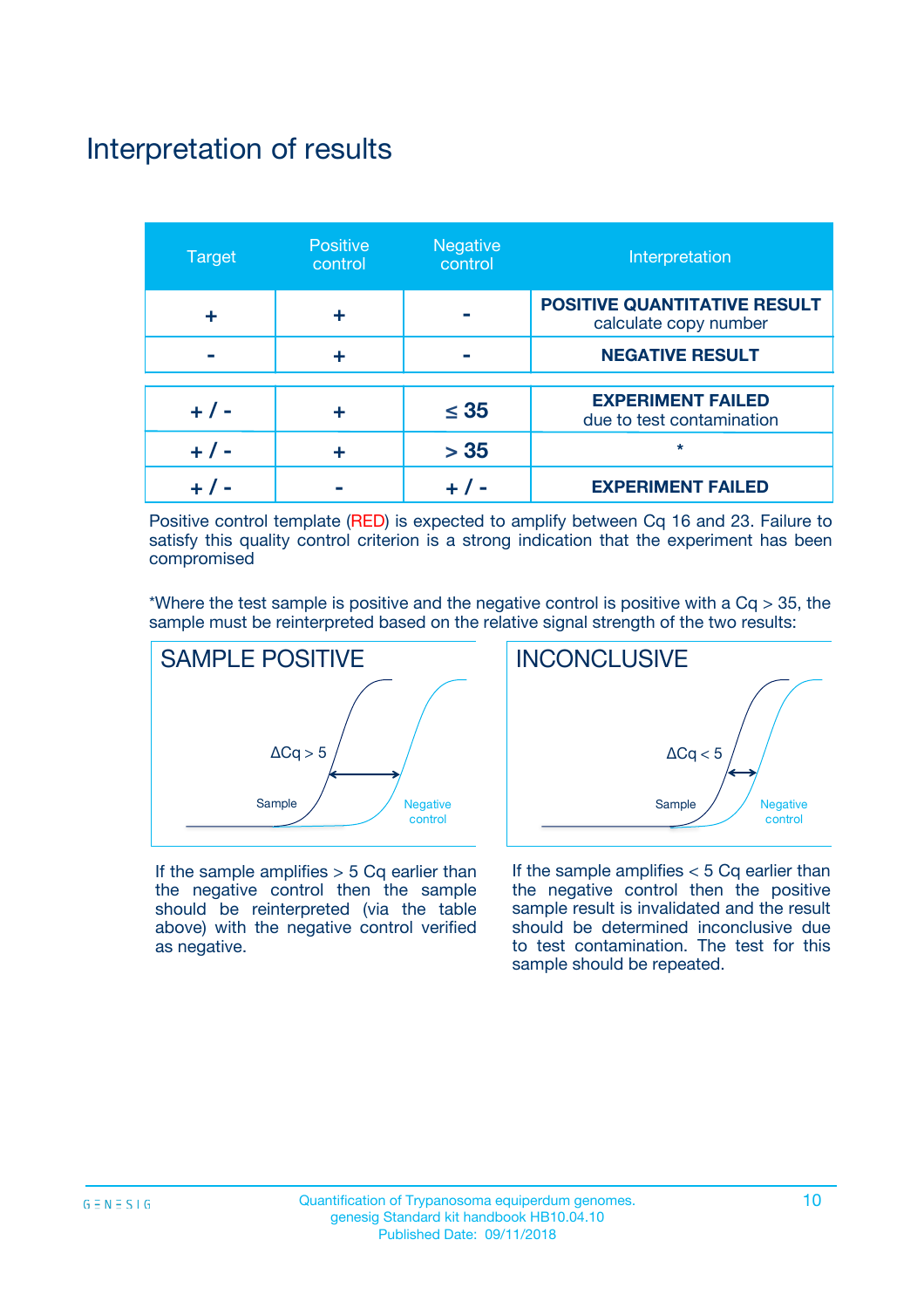# Interpretation of results

| Target | Positive control | Negative control | Interpretation |
|---|---|---|---|
| + | + | - | **POSITIVE QUANTITATIVE RESULT** calculate copy number |
| - | + | - | **NEGATIVE RESULT** |
| + / - | + | ≤ 35 | **EXPERIMENT FAILED** due to test contamination |
| + / - | + | > 35 | * |
| + / - | - | + / - | **EXPERIMENT FAILED** |

Positive control template (RED) is expected to amplify between Cq 16 and 23. Failure to satisfy this quality control criterion is a strong indication that the experiment has been compromised

*Where the test sample is positive and the negative control is positive with a Cq > 35, the sample must be reinterpreted based on the relative signal strength of the two results:

SAMPLE POSITIVE

ΔCq > 5

Sample

Negative control

If the sample amplifies > 5 Cq earlier than the negative control then the sample should be reinterpreted (via the table above) with the negative control verified as negative.

INCONCLUSIVE

ΔCq < 5

Sample

Negative control

If the sample amplifies < 5 Cq earlier than the negative control then the positive sample result is invalidated and the result should be determined inconclusive due to test contamination. The test for this sample should be repeated.